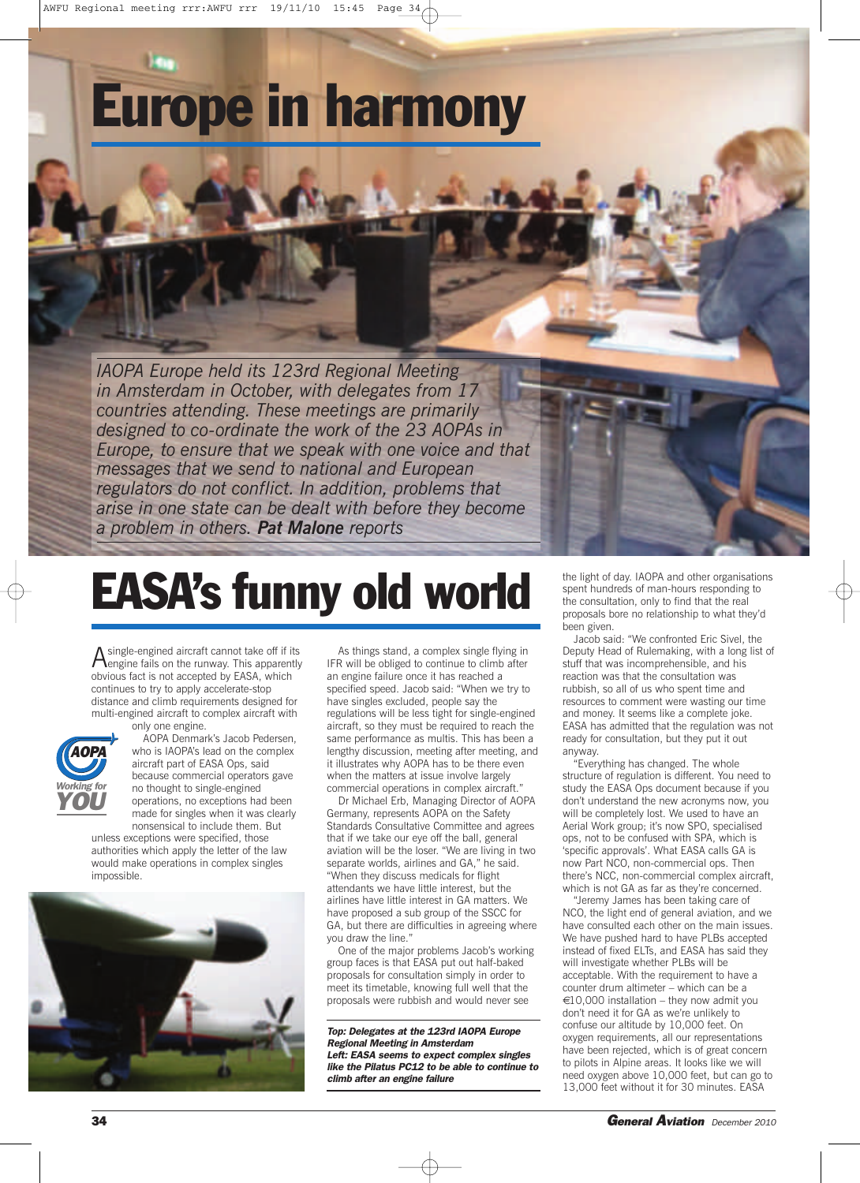# Europe in harmony

*IAOPA Europe held its 123rd Regional Meeting in Amsterdam in October, with delegates from 17 countries attending. These meetings are primarily designed to co-ordinate the work of the 23 AOPAs in Europe, to ensure that we speak with one voice and that messages that we send to national and European regulators do not conflict. In addition, problems that arise in one state can be dealt with before they become a problem in others. **Pat Malone** reports*

# EASA's funny old world

A single-engined aircraft cannot take off if its engine fails on the runway. This apparently obvious fact is not accepted by EASA, which continues to try to apply accelerate-stop distance and climb requirements designed for multi-engined aircraft to complex aircraft with only one engine.

AOPA Denmark's Jacob Pedersen, who is IAOPA's lead on the complex aircraft part of EASA Ops, said because commercial operators gave no thought to single-engined operations, no exceptions had been made for singles when it was clearly nonsensical to include them. But unless exceptions were specified, those authorities which apply the letter of the law would make operations in complex singles impossible.

As things stand, a complex single flying in IFR will be obliged to continue to climb after an engine failure once it has reached a specified speed. Jacob said: "When we try to have singles excluded, people say the regulations will be less tight for single-engined aircraft, so they must be required to reach the same performance as multis. This has been a lengthy discussion, meeting after meeting, and it illustrates why AOPA has to be there even when the matters at issue involve largely commercial operations in complex aircraft."

Dr Michael Erb, Managing Director of AOPA Germany, represents AOPA on the Safety Standards Consultative Committee and agrees that if we take our eye off the ball, general aviation will be the loser. "We are living in two separate worlds, airlines and GA," he said. "When they discuss medicals for flight attendants we have little interest, but the airlines have little interest in GA matters. We have proposed a sub group of the SSCC for GA, but there are difficulties in agreeing where you draw the line."

One of the major problems Jacob's working group faces is that EASA put out half-baked proposals for consultation simply in order to meet its timetable, knowing full well that the proposals were rubbish and would never see the light of day. IAOPA and other organisations spent hundreds of man-hours responding to the consultation, only to find that the real proposals bore no relationship to what they'd been given.

Jacob said: "We confronted Eric Sivel, the Deputy Head of Rulemaking, with a long list of stuff that was incomprehensible, and his reaction was that the consultation was rubbish, so all of us who spent time and resources to comment were wasting our time and money. It seems like a complete joke. EASA has admitted that the regulation was not ready for consultation, but they put it out anyway.

"Everything has changed. The whole structure of regulation is different. You need to study the EASA Ops document because if you don't understand the new acronyms now, you will be completely lost. We used to have an Aerial Work group; it's now SPO, specialised ops, not to be confused with SPA, which is 'specific approvals'. What EASA calls GA is now Part NCO, non-commercial ops. Then there's NCC, non-commercial complex aircraft, which is not GA as far as they're concerned.

"Jeremy James has been taking care of NCO, the light end of general aviation, and we have consulted each other on the main issues. We have pushed hard to have PLBs accepted instead of fixed ELTs, and EASA has said they will investigate whether PLBs will be acceptable. With the requirement to have a counter drum altimeter – which can be a €10,000 installation – they now admit you don't need it for GA as we're unlikely to confuse our altitude by 10,000 feet. On oxygen requirements, all our representations have been rejected, which is of great concern to pilots in Alpine areas. It looks like we will need oxygen above 10,000 feet, but can go to 13,000 feet without it for 30 minutes. EASA

***Top: Delegates at the 123rd IAOPA Europe Regional Meeting in Amsterdam***
***Left: EASA seems to expect complex singles like the Pilatus PC12 to be able to continue to climb after an engine failure***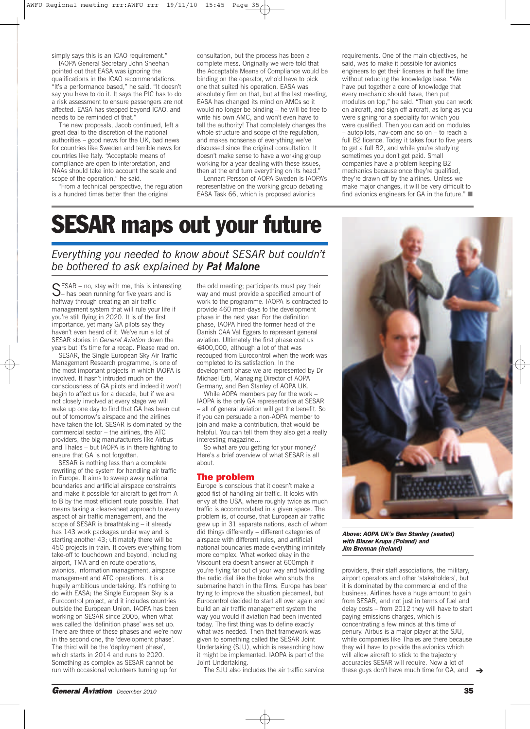simply says this is an ICAO requirement."

IAOPA General Secretary John Sheehan pointed out that EASA was ignoring the qualifications in the ICAO recommendations. "It's a performance based," he said. "It doesn't say you have to do it. It says the PIC has to do a risk assessment to ensure passengers are not affected. EASA has stepped beyond ICAO, and needs to be reminded of that."

The new proposals, Jacob continued, left a great deal to the discretion of the national authorities – good news for the UK, bad news for countries like Sweden and terrible news for countries like Italy. "Acceptable means of compliance are open to interpretation, and NAAs should take into account the scale and scope of the operation," he said.

"From a technical perspective, the regulation is a hundred times better than the original consultation, but the process has been a complete mess. Originally we were told that the Acceptable Means of Compliance would be binding on the operator, who'd have to pick one that suited his operation. EASA was absolutely firm on that, but at the last meeting, EASA has changed its mind on AMCs so it would no longer be binding – he will be free to write his own AMC, and won't even have to tell the authority! That completely changes the whole structure and scope of the regulation, and makes nonsense of everything we've discussed since the original consultation. It doesn't make sense to have a working group working for a year dealing with these issues, then at the end turn everything on its head."

Lennart Persson of AOPA Sweden is IAOPA's representative on the working group debating EASA Task 66, which is proposed avionics requirements. One of the main objectives, he said, was to make it possible for avionics engineers to get their licenses in half the time without reducing the knowledge base. "We have put together a core of knowledge that every mechanic should have, then put modules on top," he said. "Then you can work on aircraft, and sign off aircraft, as long as you were signing for a speciality for which you were qualified. Then you can add on modules – autopilots, nav-com and so on – to reach a full B2 licence. Today it takes four to five years to get a full B2, and while you're studying sometimes you don't get paid. Small companies have a problem keeping B2 mechanics because once they're qualified, they're drawn off by the airlines. Unless we make major changes, it will be very difficult to find avionics engineers for GA in the future." ■

# SESAR maps out your future

*Everything you needed to know about SESAR but couldn't be bothered to ask explained by **Pat Malone***

SESAR – no, stay with me, this is interesting – has been running for five years and is halfway through creating an air traffic management system that will rule your life if you're still flying in 2020. It is of the first importance, yet many GA pilots say they haven't even heard of it. We've run a lot of SESAR stories in *General Aviation* down the years but it's time for a recap. Please read on.

SESAR, the Single European Sky Air Traffic Management Research programme, is one of the most important projects in which IAOPA is involved. It hasn't intruded much on the consciousness of GA pilots and indeed it won't begin to affect us for a decade, but if we are not closely involved at every stage we will wake up one day to find that GA has been cut out of tomorrow's airspace and the airlines have taken the lot. SESAR is dominated by the commercial sector – the airlines, the ATC providers, the big manufacturers like Airbus and Thales – but IAOPA is in there fighting to ensure that GA is not forgotten.

SESAR is nothing less than a complete rewriting of the system for handling air traffic in Europe. It aims to sweep away national boundaries and artificial airspace constraints and make it possible for aircraft to get from A to B by the most efficient route possible. That means taking a clean-sheet approach to every aspect of air traffic management, and the scope of SESAR is breathtaking – it already has 143 work packages under way and is starting another 43; ultimately there will be 450 projects in train. It covers everything from take-off to touchdown and beyond, including airport, TMA and en route operations, avionics, information management, airspace management and ATC operations. It is a hugely ambitious undertaking. It's nothing to do with EASA; the Single European Sky is a Eurocontrol project, and it includes countries outside the European Union. IAOPA has been working on SESAR since 2005, when what was called the 'definition phase' was set up. There are three of these phases and we're now in the second one, the 'development phase'. The third will be the 'deployment phase', which starts in 2014 and runs to 2020. Something as complex as SESAR cannot be run with occasional volunteers turning up for the odd meeting; participants must pay their way and must provide a specified amount of work to the programme. IAOPA is contracted to provide 460 man-days to the development phase in the next year. For the definition phase, IAOPA hired the former head of the Danish CAA Val Eggers to represent general aviation. Ultimately the first phase cost us €400,000, although a lot of that was recouped from Eurocontrol when the work was completed to its satisfaction. In the development phase we are represented by Dr Michael Erb, Managing Director of AOPA Germany, and Ben Stanley of AOPA UK.

While AOPA members pay for the work – IAOPA is the only GA representative at SESAR – all of general aviation will get the benefit. So if you can persuade a non-AOPA member to join and make a contribution, that would be helpful. You can tell them they also get a really interesting magazine…

So what are you getting for your money? Here's a brief overview of what SESAR is all about.

## The problem

Europe is conscious that it doesn't make a good fist of handling air traffic. It looks with envy at the USA, where roughly twice as much traffic is accommodated in a given space. The problem is, of course, that European air traffic grew up in 31 separate nations, each of whom did things differently – different categories of airspace with different rules, and artificial national boundaries made everything infinitely more complex. What worked okay in the Viscount era doesn't answer at 600mph if you're flying far out of your way and twiddling the radio dial like the bloke who shuts the submarine hatch in the films. Europe has been trying to improve the situation piecemeal, but Eurocontrol decided to start all over again and build an air traffic management system the way you would if aviation had been invented today. The first thing was to define exactly what was needed. Then that framework was given to something called the SESAR Joint Undertaking (SJU), which is researching how it might be implemented. IAOPA is part of the Joint Undertaking.

The SJU also includes the air traffic service providers, their staff associations, the military, airport operators and other 'stakeholders', but it is dominated by the commercial end of the business. Airlines have a huge amount to gain from SESAR, and not just in terms of fuel and delay costs – from 2012 they will have to start paying emissions charges, which is concentrating a few minds at this time of penury. Airbus is a major player at the SJU, while companies like Thales are there because they will have to provide the avionics which will allow aircraft to stick to the trajectory accuracies SESAR will require. Now a lot of these guys don't have much time for GA, and

***Above: AOPA UK's Ben Stanley (seated) with Blazer Krupa (Poland) and Jim Brennan (Ireland)***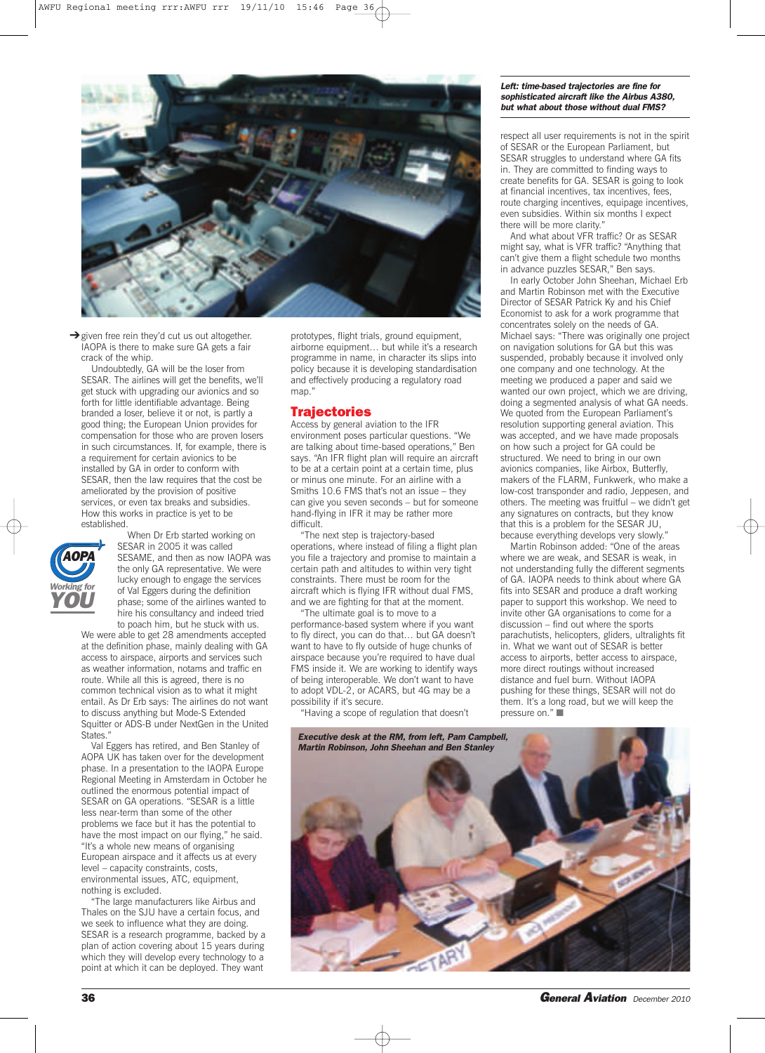*Left: time-based trajectories are fine for sophisticated aircraft like the Airbus A380, but what about those without dual FMS?*

➔given free rein they'd cut us out altogether. IAOPA is there to make sure GA gets a fair crack of the whip.

Undoubtedly, GA will be the loser from SESAR. The airlines will get the benefits, we'll get stuck with upgrading our avionics and so forth for little identifiable advantage. Being branded a loser, believe it or not, is partly a good thing; the European Union provides for compensation for those who are proven losers in such circumstances. If, for example, there is a requirement for certain avionics to be installed by GA in order to conform with SESAR, then the law requires that the cost be ameliorated by the provision of positive services, or even tax breaks and subsidies. How this works in practice is yet to be established.

When Dr Erb started working on SESAR in 2005 it was called SESAME, and then as now IAOPA was the only GA representative. We were lucky enough to engage the services of Val Eggers during the definition phase; some of the airlines wanted to hire his consultancy and indeed tried to poach him, but he stuck with us. We were able to get 28 amendments accepted at the definition phase, mainly dealing with GA access to airspace, airports and services such as weather information, notams and traffic en route. While all this is agreed, there is no common technical vision as to what it might entail. As Dr Erb says: The airlines do not want to discuss anything but Mode-S Extended Squitter or ADS-B under NextGen in the United States."

Val Eggers has retired, and Ben Stanley of AOPA UK has taken over for the development phase. In a presentation to the IAOPA Europe Regional Meeting in Amsterdam in October he outlined the enormous potential impact of SESAR on GA operations. "SESAR is a little less near-term than some of the other problems we face but it has the potential to have the most impact on our flying," he said. "It's a whole new means of organising European airspace and it affects us at every level – capacity constraints, costs, environmental issues, ATC, equipment, nothing is excluded.

"The large manufacturers like Airbus and Thales on the SJU have a certain focus, and we seek to influence what they are doing. SESAR is a research programme, backed by a plan of action covering about 15 years during which they will develop every technology to a point at which it can be deployed. They want prototypes, flight trials, ground equipment, airborne equipment… but while it's a research programme in name, in character its slips into policy because it is developing standardisation and effectively producing a regulatory road map."

## Trajectories

Access by general aviation to the IFR environment poses particular questions. "We are talking about time-based operations," Ben says. "An IFR flight plan will require an aircraft to be at a certain point at a certain time, plus or minus one minute. For an airline with a Smiths 10.6 FMS that's not an issue – they can give you seven seconds – but for someone hand-flying in IFR it may be rather more difficult.

"The next step is trajectory-based operations, where instead of filing a flight plan you file a trajectory and promise to maintain a certain path and altitudes to within very tight constraints. There must be room for the aircraft which is flying IFR without dual FMS, and we are fighting for that at the moment.

"The ultimate goal is to move to a performance-based system where if you want to fly direct, you can do that… but GA doesn't want to have to fly outside of huge chunks of airspace because you're required to have dual FMS inside it. We are working to identify ways of being interoperable. We don't want to have to adopt VDL-2, or ACARS, but 4G may be a possibility if it's secure.

"Having a scope of regulation that doesn't respect all user requirements is not in the spirit of SESAR or the European Parliament, but SESAR struggles to understand where GA fits in. They are committed to finding ways to create benefits for GA. SESAR is going to look at financial incentives, tax incentives, fees, route charging incentives, equipage incentives, even subsidies. Within six months I expect there will be more clarity."

And what about VFR traffic? Or as SESAR might say, what is VFR traffic? "Anything that can't give them a flight schedule two months in advance puzzles SESAR," Ben says.

In early October John Sheehan, Michael Erb and Martin Robinson met with the Executive Director of SESAR Patrick Ky and his Chief Economist to ask for a work programme that concentrates solely on the needs of GA. Michael says: "There was originally one project on navigation solutions for GA but this was suspended, probably because it involved only one company and one technology. At the meeting we produced a paper and said we wanted our own project, which we are driving, doing a segmented analysis of what GA needs. We quoted from the European Parliament's resolution supporting general aviation. This was accepted, and we have made proposals on how such a project for GA could be structured. We need to bring in our own avionics companies, like Airbox, Butterfly, makers of the FLARM, Funkwerk, who make a low-cost transponder and radio, Jeppesen, and others. The meeting was fruitful – we didn't get any signatures on contracts, but they know that this is a problem for the SESAR JU, because everything develops very slowly."

Martin Robinson added: "One of the areas where we are weak, and SESAR is weak, in not understanding fully the different segments of GA. IAOPA needs to think about where GA fits into SESAR and produce a draft working paper to support this workshop. We need to invite other GA organisations to come for a discussion – find out where the sports parachutists, helicopters, gliders, ultralights fit in. What we want out of SESAR is better access to airports, better access to airspace, more direct routings without increased distance and fuel burn. Without IAOPA pushing for these things, SESAR will not do them. It's a long road, but we will keep the pressure on." ■

*Executive desk at the RM, from left, Pam Campbell, Martin Robinson, John Sheehan and Ben Stanley*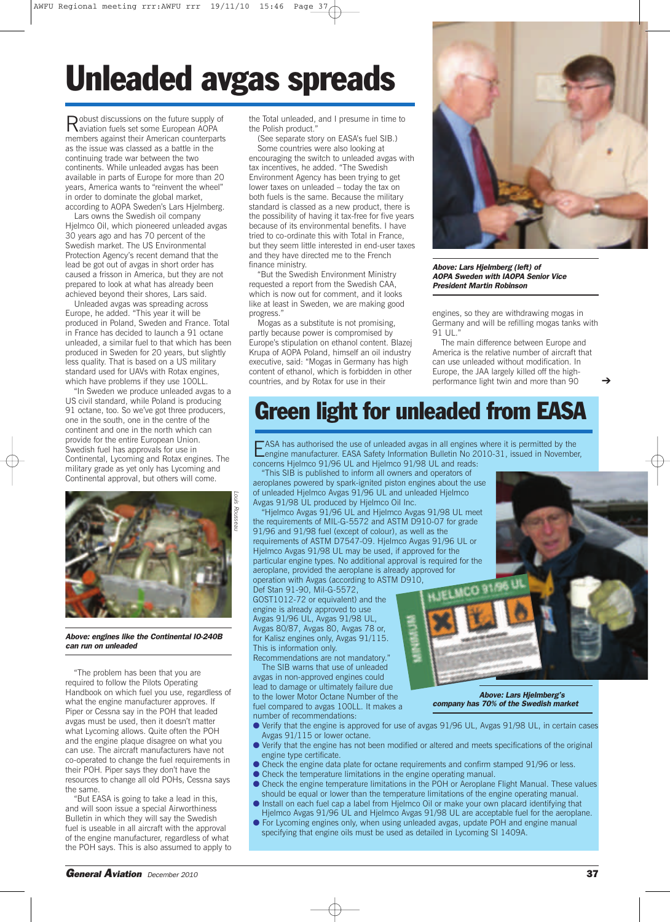# Unleaded avgas spreads

Robust discussions on the future supply of aviation fuels set some European AOPA members against their American counterparts as the issue was classed as a battle in the continuing trade war between the two continents. While unleaded avgas has been available in parts of Europe for more than 20 years, America wants to "reinvent the wheel" in order to dominate the global market, according to AOPA Sweden's Lars Hjelmberg.

Lars owns the Swedish oil company Hjelmco Oil, which pioneered unleaded avgas 30 years ago and has 70 percent of the Swedish market. The US Environmental Protection Agency's recent demand that the lead be got out of avgas in short order has caused a frisson in America, but they are not prepared to look at what has already been achieved beyond their shores, Lars said.

Unleaded avgas was spreading across Europe, he added. "This year it will be produced in Poland, Sweden and France. Total in France has decided to launch a 91 octane unleaded, a similar fuel to that which has been produced in Sweden for 20 years, but slightly less quality. That is based on a US military standard used for UAVs with Rotax engines, which have problems if they use 100LL.

"In Sweden we produce unleaded avgas to a US civil standard, while Poland is producing 91 octane, too. So we've got three producers, one in the south, one in the centre of the continent and one in the north which can provide for the entire European Union. Swedish fuel has approvals for use in Continental, Lycoming and Rotax engines. The military grade as yet only has Lycoming and Continental approval, but others will come.

*Louis Rousseau*

***Above: engines like the Continental IO-240B can run on unleaded***

"The problem has been that you are required to follow the Pilots Operating Handbook on which fuel you use, regardless of what the engine manufacturer approves. If Piper or Cessna say in the POH that leaded avgas must be used, then it doesn't matter what Lycoming allows. Quite often the POH and the engine plaque disagree on what you can use. The aircraft manufacturers have not co-operated to change the fuel requirements in their POH. Piper says they don't have the resources to change all old POHs, Cessna says the same.

"But EASA is going to take a lead in this, and will soon issue a special Airworthiness Bulletin in which they will say the Swedish fuel is useable in all aircraft with the approval of the engine manufacturer, regardless of what the POH says. This is also assumed to apply to the Total unleaded, and I presume in time to the Polish product."

(See separate story on EASA's fuel SIB.)

Some countries were also looking at encouraging the switch to unleaded avgas with tax incentives, he added. "The Swedish Environment Agency has been trying to get lower taxes on unleaded – today the tax on both fuels is the same. Because the military standard is classed as a new product, there is the possibility of having it tax-free for five years because of its environmental benefits. I have tried to co-ordinate this with Total in France, but they seem little interested in end-user taxes and they have directed me to the French finance ministry.

"But the Swedish Environment Ministry requested a report from the Swedish CAA, which is now out for comment, and it looks like at least in Sweden, we are making good progress."

Mogas as a substitute is not promising, partly because power is compromised by Europe's stipulation on ethanol content. Blazej Krupa of AOPA Poland, himself an oil industry executive, said: "Mogas in Germany has high content of ethanol, which is forbidden in other countries, and by Rotax for use in their engines, so they are withdrawing mogas in Germany and will be refilling mogas tanks with 91 UL."

***Above: Lars Hjelmberg (left) of AOPA Sweden with IAOPA Senior Vice President Martin Robinson***

The main difference between Europe and America is the relative number of aircraft that can use unleaded without modification. In Europe, the JAA largely killed off the high-performance light twin and more than 90 ➔

## Green light for unleaded from EASA

EASA has authorised the use of unleaded avgas in all engines where it is permitted by the engine manufacturer. EASA Safety Information Bulletin No 2010-31, issued in November, concerns Hjelmco 91/96 UL and Hjelmco 91/98 UL and reads:

"This SIB is published to inform all owners and operators of aeroplanes powered by spark-ignited piston engines about the use of unleaded Hjelmco Avgas 91/96 UL and unleaded Hjelmco Avgas 91/98 UL produced by Hjelmco Oil Inc.

"Hjelmco Avgas 91/96 UL and Hjelmco Avgas 91/98 UL meet the requirements of MIL-G-5572 and ASTM D910-07 for grade 91/96 and 91/98 fuel (except of colour), as well as the requirements of ASTM D7547-09. Hjelmco Avgas 91/96 UL or Hjelmco Avgas 91/98 UL may be used, if approved for the particular engine types. No additional approval is required for the aeroplane, provided the aeroplane is already approved for operation with Avgas (according to ASTM D910, Def Stan 91-90, Mil-G-5572, GOST1012-72 or equivalent) and the engine is already approved to use Avgas 91/96 UL, Avgas 91/98 UL, Avgas 80/87, Avgas 80, Avgas 78 or, for Kalisz engines only, Avgas 91/115. This is information only. Recommendations are not mandatory."

The SIB warns that use of unleaded avgas in non-approved engines could lead to damage or ultimately failure due to the lower Motor Octane Number of the fuel compared to avgas 100LL. It makes a number of recommendations:

***Above: Lars Hjelmberg's company has 70% of the Swedish market***

- Verify that the engine is approved for use of avgas 91/96 UL, Avgas 91/98 UL, in certain cases Avgas 91/115 or lower octane.
- Verify that the engine has not been modified or altered and meets specifications of the original engine type certificate.
- Check the engine data plate for octane requirements and confirm stamped 91/96 or less.
- Check the temperature limitations in the engine operating manual.
- Check the engine temperature limitations in the POH or Aeroplane Flight Manual. These values should be equal or lower than the temperature limitations of the engine operating manual.
- Install on each fuel cap a label from Hjelmco Oil or make your own placard identifying that Hjelmco Avgas 91/96 UL and Hjelmco Avgas 91/98 UL are acceptable fuel for the aeroplane.
- For Lycoming engines only, when using unleaded avgas, update POH and engine manual specifying that engine oils must be used as detailed in Lycoming SI 1409A.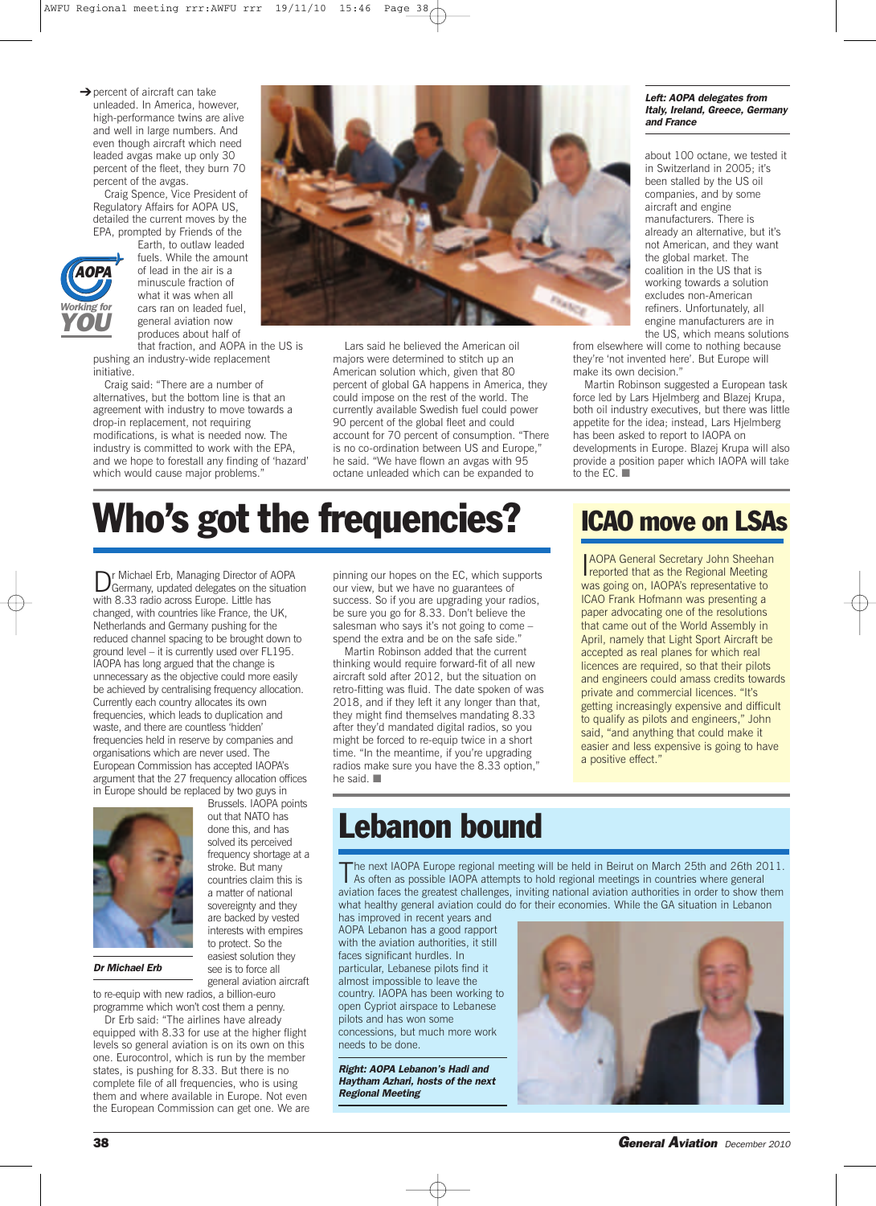percent of aircraft can take unleaded. In America, however, high-performance twins are alive and well in large numbers. And even though aircraft which need leaded avgas make up only 30 percent of the fleet, they burn 70 percent of the avgas.

Craig Spence, Vice President of Regulatory Affairs for AOPA US, detailed the current moves by the EPA, prompted by Friends of the Earth, to outlaw leaded fuels. While the amount of lead in the air is a minuscule fraction of what it was when all cars ran on leaded fuel, general aviation now produces about half of that fraction, and AOPA in the US is pushing an industry-wide replacement initiative.

Craig said: "There are a number of alternatives, but the bottom line is that an agreement with industry to move towards a drop-in replacement, not requiring modifications, is what is needed now. The industry is committed to work with the EPA, and we hope to forestall any finding of 'hazard' which would cause major problems."

Lars said he believed the American oil majors were determined to stitch up an American solution which, given that 80 percent of global GA happens in America, they could impose on the rest of the world. The currently available Swedish fuel could power 90 percent of the global fleet and could account for 70 percent of consumption. "There is no co-ordination between US and Europe," he said. "We have flown an avgas with 95 octane unleaded which can be expanded to about 100 octane, we tested it in Switzerland in 2005; it's been stalled by the US oil companies, and by some aircraft and engine manufacturers. There is already an alternative, but it's not American, and they want the global market. The coalition in the US that is working towards a solution excludes non-American refiners. Unfortunately, all engine manufacturers are in the US, which means solutions from elsewhere will come to nothing because they're 'not invented here'. But Europe will make its own decision."

*Left: AOPA delegates from Italy, Ireland, Greece, Germany and France*

Martin Robinson suggested a European task force led by Lars Hjelmberg and Blazej Krupa, both oil industry executives, but there was little appetite for the idea; instead, Lars Hjelmberg has been asked to report to IAOPA on developments in Europe. Blazej Krupa will also provide a position paper which IAOPA will take to the EC. ■

# Who's got the frequencies?

Dr Michael Erb, Managing Director of AOPA Germany, updated delegates on the situation with 8.33 radio across Europe. Little has changed, with countries like France, the UK, Netherlands and Germany pushing for the reduced channel spacing to be brought down to ground level – it is currently used over FL195. IAOPA has long argued that the change is unnecessary as the objective could more easily be achieved by centralising frequency allocation. Currently each country allocates its own frequencies, which leads to duplication and waste, and there are countless 'hidden' frequencies held in reserve by companies and organisations which are never used. The European Commission has accepted IAOPA's argument that the 27 frequency allocation offices in Europe should be replaced by two guys in Brussels. IAOPA points out that NATO has done this, and has solved its perceived frequency shortage at a stroke. But many countries claim this is a matter of national sovereignty and they are backed by vested interests with empires to protect. So the easiest solution they see is to force all general aviation aircraft to re-equip with new radios, a billion-euro programme which won't cost them a penny.

*Dr Michael Erb*

Dr Erb said: "The airlines have already equipped with 8.33 for use at the higher flight levels so general aviation is on its own on this one. Eurocontrol, which is run by the member states, is pushing for 8.33. But there is no complete file of all frequencies, who is using them and where available in Europe. Not even the European Commission can get one. We are pinning our hopes on the EC, which supports our view, but we have no guarantees of success. So if you are upgrading your radios, be sure you go for 8.33. Don't believe the salesman who says it's not going to come – spend the extra and be on the safe side."

Martin Robinson added that the current thinking would require forward-fit of all new aircraft sold after 2012, but the situation on retro-fitting was fluid. The date spoken of was 2018, and if they left it any longer than that, they might find themselves mandating 8.33 after they'd mandated digital radios, so you might be forced to re-equip twice in a short time. "In the meantime, if you're upgrading radios make sure you have the 8.33 option," he said. ■

# ICAO move on LSAs

IAOPA General Secretary John Sheehan reported that as the Regional Meeting was going on, IAOPA's representative to ICAO Frank Hofmann was presenting a paper advocating one of the resolutions that came out of the World Assembly in April, namely that Light Sport Aircraft be accepted as real planes for which real licences are required, so that their pilots and engineers could amass credits towards private and commercial licences. "It's getting increasingly expensive and difficult to qualify as pilots and engineers," John said, "and anything that could make it easier and less expensive is going to have a positive effect."

# Lebanon bound

The next IAOPA Europe regional meeting will be held in Beirut on March 25th and 26th 2011. As often as possible IAOPA attempts to hold regional meetings in countries where general aviation faces the greatest challenges, inviting national aviation authorities in order to show them what healthy general aviation could do for their economies. While the GA situation in Lebanon has improved in recent years and AOPA Lebanon has a good rapport with the aviation authorities, it still faces significant hurdles. In particular, Lebanese pilots find it almost impossible to leave the country. IAOPA has been working to open Cypriot airspace to Lebanese pilots and has won some concessions, but much more work needs to be done.

*Right: AOPA Lebanon's Hadi and Haytham Azhari, hosts of the next Regional Meeting*